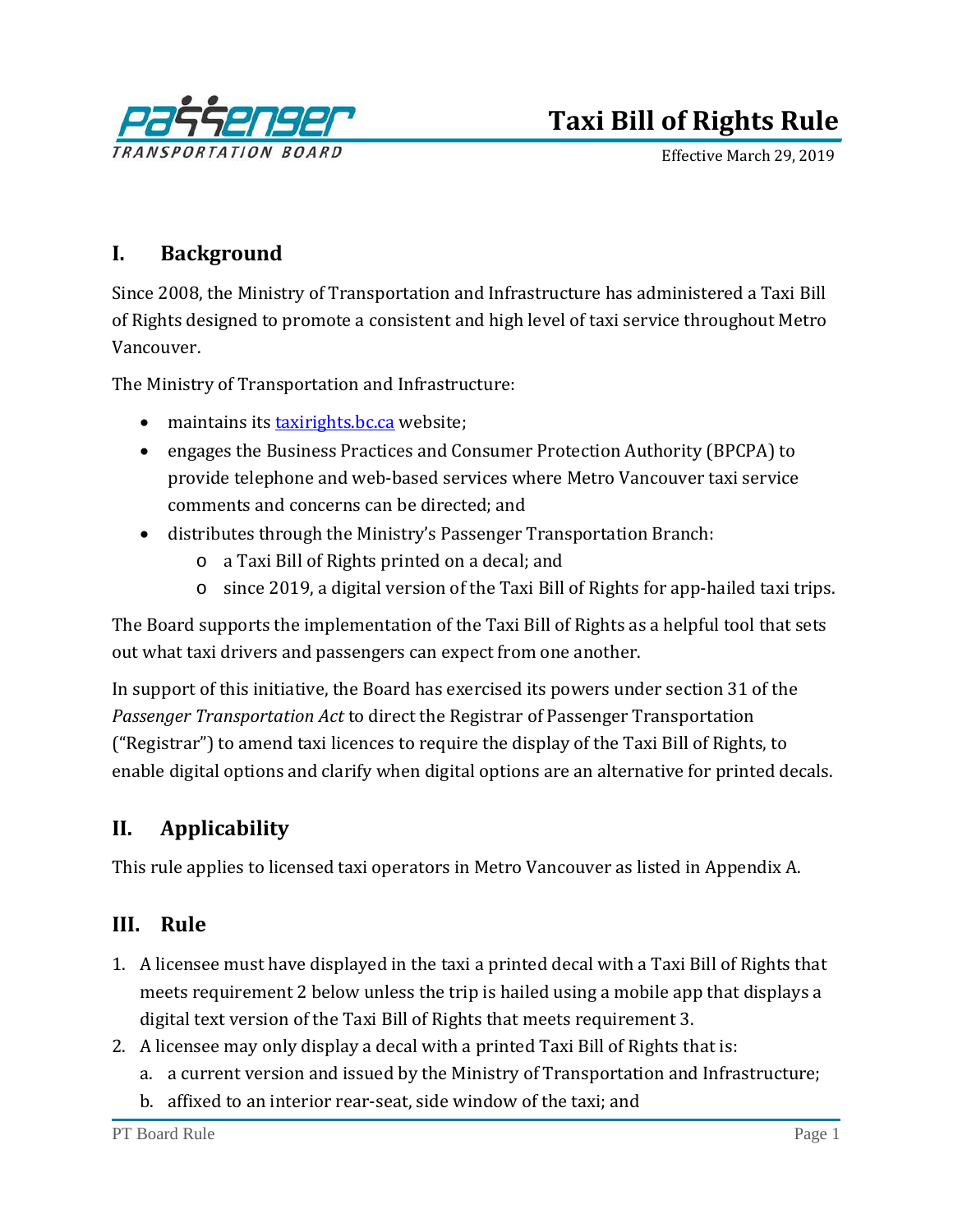# Taxi Bill of Rights Rule

Effective March 29, 2019

## I. Background

Since 2008, the Ministry of Transportation and Infrastructure has administered a Taxi Bill of Rights designed to promote a consistent and high level of taxi service throughout Metro Vancouver.

The Ministry of Transportation and Infrastructure:

- maintains its [taxirights.bc.ca](taxirights.bc.ca) website;
- engages the Business Practices and Consumer Protection Authority (BPCPA) to provide telephone and web-based services where Metro Vancouver taxi service comments and concerns can be directed; and
- distributes through the Ministry's Passenger Transportation Branch:
  - a Taxi Bill of Rights printed on a decal; and
  - since 2019, a digital version of the Taxi Bill of Rights for app-hailed taxi trips.

The Board supports the implementation of the Taxi Bill of Rights as a helpful tool that sets out what taxi drivers and passengers can expect from one another.

In support of this initiative, the Board has exercised its powers under section 31 of the *Passenger Transportation Act* to direct the Registrar of Passenger Transportation ("Registrar") to amend taxi licences to require the display of the Taxi Bill of Rights, to enable digital options and clarify when digital options are an alternative for printed decals.

## II. Applicability

This rule applies to licensed taxi operators in Metro Vancouver as listed in Appendix A.

## III. Rule

1. A licensee must have displayed in the taxi a printed decal with a Taxi Bill of Rights that meets requirement 2 below unless the trip is hailed using a mobile app that displays a digital text version of the Taxi Bill of Rights that meets requirement 3.
2. A licensee may only display a decal with a printed Taxi Bill of Rights that is:
   a. a current version and issued by the Ministry of Transportation and Infrastructure;
   b. affixed to an interior rear-seat, side window of the taxi; and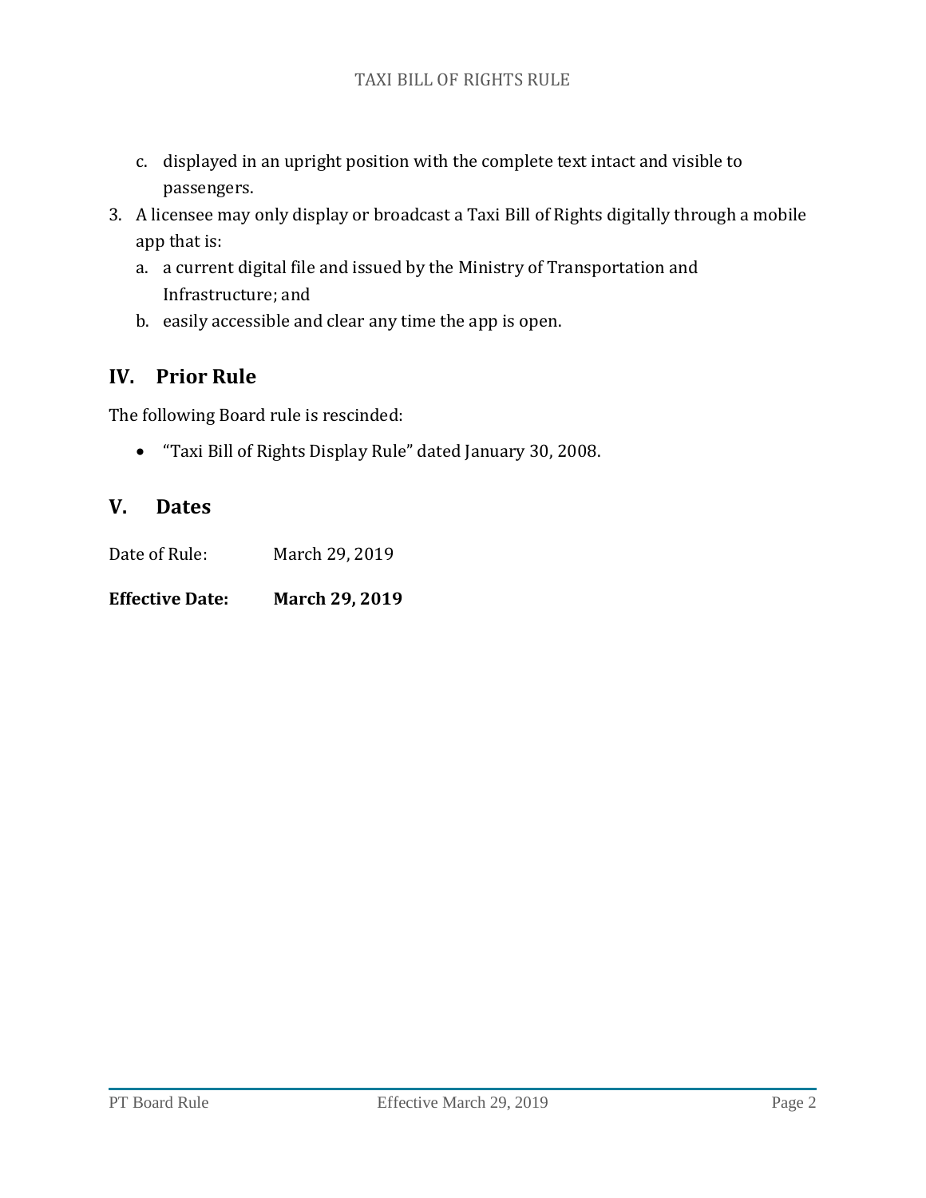c. displayed in an upright position with the complete text intact and visible to passengers.

3. A licensee may only display or broadcast a Taxi Bill of Rights digitally through a mobile app that is:
   a. a current digital file and issued by the Ministry of Transportation and Infrastructure; and
   b. easily accessible and clear any time the app is open.

## IV. Prior Rule

The following Board rule is rescinded:

- "Taxi Bill of Rights Display Rule" dated January 30, 2008.

## V. Dates

Date of Rule: March 29, 2019

**Effective Date: March 29, 2019**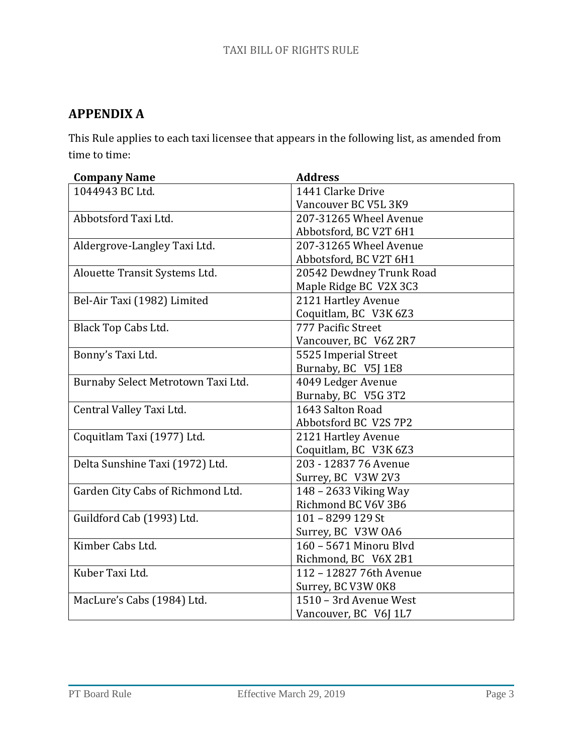## APPENDIX A

This Rule applies to each taxi licensee that appears in the following list, as amended from time to time:

| Company Name | Address |
| --- | --- |
| 1044943 BC Ltd. | 1441 Clarke Drive<br>Vancouver BC V5L 3K9 |
| Abbotsford Taxi Ltd. | 207-31265 Wheel Avenue<br>Abbotsford, BC V2T 6H1 |
| Aldergrove-Langley Taxi Ltd. | 207-31265 Wheel Avenue<br>Abbotsford, BC V2T 6H1 |
| Alouette Transit Systems Ltd. | 20542 Dewdney Trunk Road<br>Maple Ridge BC V2X 3C3 |
| Bel-Air Taxi (1982) Limited | 2121 Hartley Avenue<br>Coquitlam, BC V3K 6Z3 |
| Black Top Cabs Ltd. | 777 Pacific Street<br>Vancouver, BC V6Z 2R7 |
| Bonny's Taxi Ltd. | 5525 Imperial Street<br>Burnaby, BC V5J 1E8 |
| Burnaby Select Metrotown Taxi Ltd. | 4049 Ledger Avenue<br>Burnaby, BC V5G 3T2 |
| Central Valley Taxi Ltd. | 1643 Salton Road<br>Abbotsford BC V2S 7P2 |
| Coquitlam Taxi (1977) Ltd. | 2121 Hartley Avenue<br>Coquitlam, BC V3K 6Z3 |
| Delta Sunshine Taxi (1972) Ltd. | 203 - 12837 76 Avenue<br>Surrey, BC V3W 2V3 |
| Garden City Cabs of Richmond Ltd. | 148 – 2633 Viking Way<br>Richmond BC V6V 3B6 |
| Guildford Cab (1993) Ltd. | 101 – 8299 129 St<br>Surrey, BC V3W 0A6 |
| Kimber Cabs Ltd. | 160 – 5671 Minoru Blvd<br>Richmond, BC V6X 2B1 |
| Kuber Taxi Ltd. | 112 – 12827 76th Avenue<br>Surrey, BC V3W 0K8 |
| MacLure's Cabs (1984) Ltd. | 1510 – 3rd Avenue West<br>Vancouver, BC V6J 1L7 |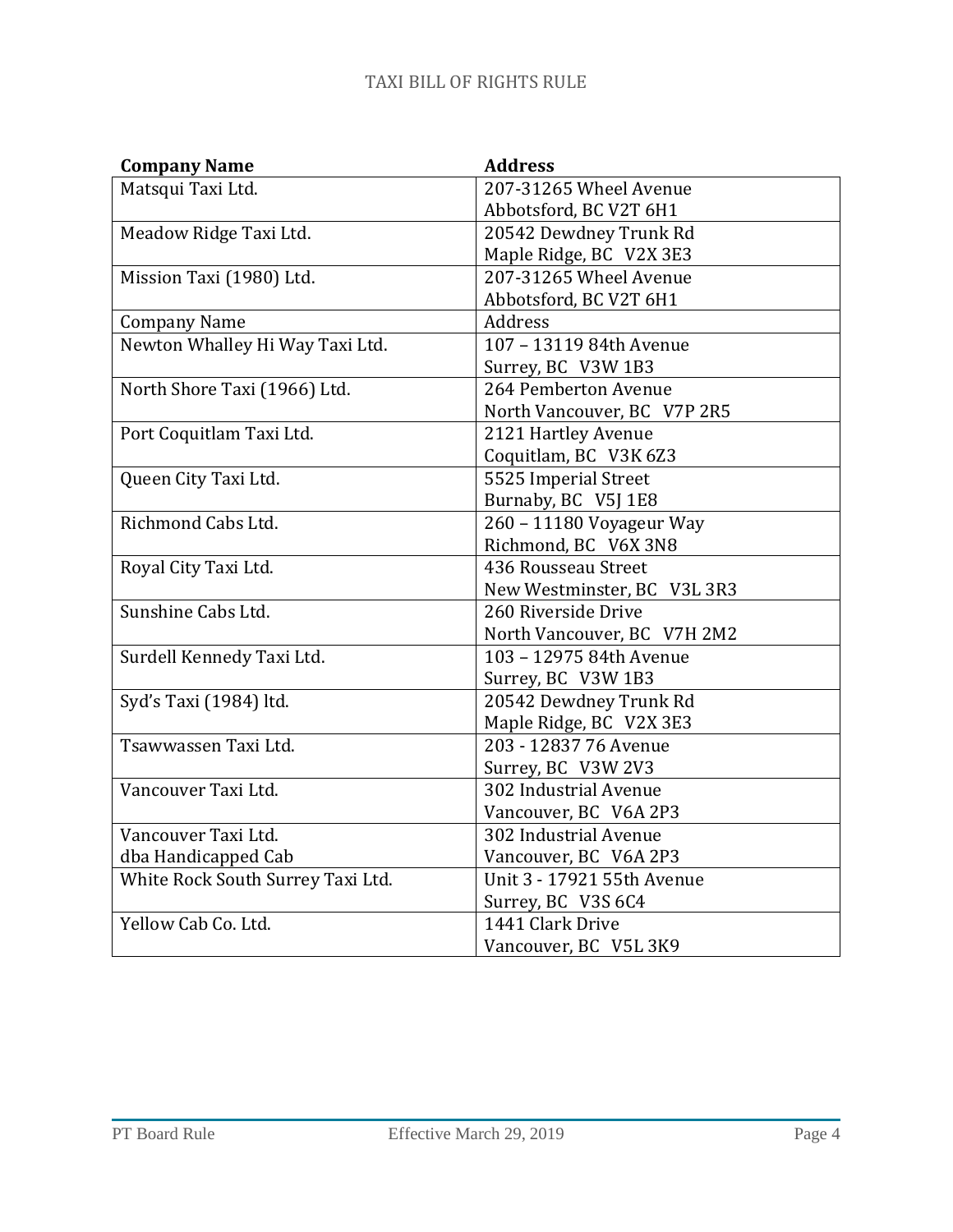| Company Name | Address |
| --- | --- |
| Matsqui Taxi Ltd. | 207-31265 Wheel Avenue<br>Abbotsford, BC V2T 6H1 |
| Meadow Ridge Taxi Ltd. | 20542 Dewdney Trunk Rd<br>Maple Ridge, BC V2X 3E3 |
| Mission Taxi (1980) Ltd. | 207-31265 Wheel Avenue<br>Abbotsford, BC V2T 6H1 |
| Company Name | Address |
| Newton Whalley Hi Way Taxi Ltd. | 107 – 13119 84th Avenue<br>Surrey, BC V3W 1B3 |
| North Shore Taxi (1966) Ltd. | 264 Pemberton Avenue<br>North Vancouver, BC V7P 2R5 |
| Port Coquitlam Taxi Ltd. | 2121 Hartley Avenue<br>Coquitlam, BC V3K 6Z3 |
| Queen City Taxi Ltd. | 5525 Imperial Street<br>Burnaby, BC V5J 1E8 |
| Richmond Cabs Ltd. | 260 – 11180 Voyageur Way<br>Richmond, BC V6X 3N8 |
| Royal City Taxi Ltd. | 436 Rousseau Street<br>New Westminster, BC V3L 3R3 |
| Sunshine Cabs Ltd. | 260 Riverside Drive<br>North Vancouver, BC V7H 2M2 |
| Surdell Kennedy Taxi Ltd. | 103 – 12975 84th Avenue<br>Surrey, BC V3W 1B3 |
| Syd's Taxi (1984) ltd. | 20542 Dewdney Trunk Rd<br>Maple Ridge, BC V2X 3E3 |
| Tsawwassen Taxi Ltd. | 203 - 12837 76 Avenue<br>Surrey, BC V3W 2V3 |
| Vancouver Taxi Ltd. | 302 Industrial Avenue<br>Vancouver, BC V6A 2P3 |
| Vancouver Taxi Ltd.<br>dba Handicapped Cab | 302 Industrial Avenue<br>Vancouver, BC V6A 2P3 |
| White Rock South Surrey Taxi Ltd. | Unit 3 - 17921 55th Avenue<br>Surrey, BC V3S 6C4 |
| Yellow Cab Co. Ltd. | 1441 Clark Drive<br>Vancouver, BC V5L 3K9 |